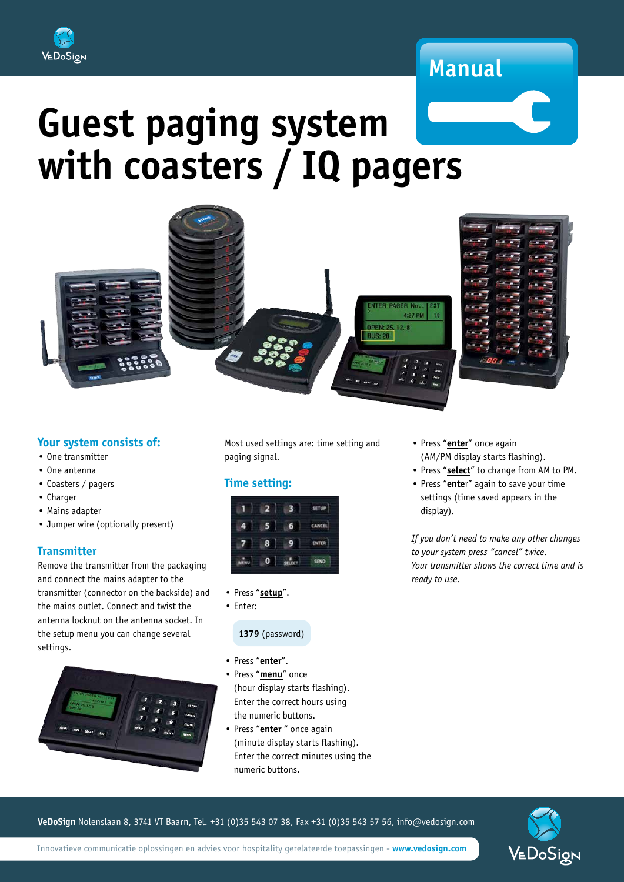Manual

# Guest paging system with coasters / IQ pagers

## Your system consists of:

- One transmitter
- One antenna
- Coasters / pagers
- Charger
- Mains adapter
- Jumper wire (optionally present)

## Transmitter

Remove the transmitter from the packaging and connect the mains adapter to the transmitter (connector on the backside) and the mains outlet. Connect and twist the antenna locknut on the antenna socket. In the setup menu you can change several settings.

Most used settings are: time setting and paging signal.

## Time setting:

- Press "**setup**".
- Enter:

**1379** (password)

- Press "**enter**".
- Press "**menu**" once (hour display starts flashing). Enter the correct hours using the numeric buttons.
- Press "**enter**" once again (minute display starts flashing). Enter the correct minutes using the numeric buttons.
- Press "**enter**" once again (AM/PM display starts flashing).
- Press "**select**" to change from AM to PM.
- Press "**enter**" again to save your time settings (time saved appears in the display).

*If you don't need to make any other changes to your system press "cancel" twice.*
*Your transmitter shows the correct time and is ready to use.*

**VeDoSign** Nolenslaan 8, 3741 VT Baarn, Tel. +31 (0)35 543 07 38, Fax +31 (0)35 543 57 56, info@vedosign.com

Innovatieve communicatie oplossingen en advies voor hospitality gerelateerde toepassingen - **www.vedosign.com**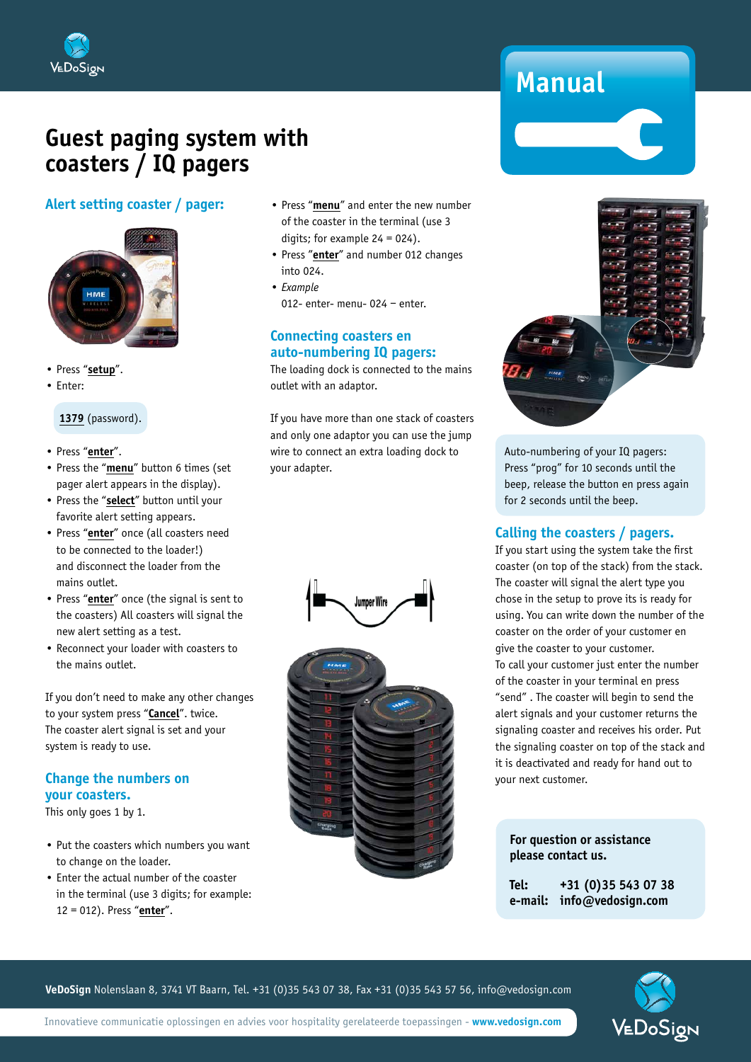Manual

# Guest paging system with coasters / IQ pagers

## Alert setting coaster / pager:

- Press "**setup**".
- Enter:

**1379** (password).

- Press "**enter**".
- Press the "**menu**" button 6 times (set pager alert appears in the display).
- Press the "**select**" button until your favorite alert setting appears.
- Press "**enter**" once (all coasters need to be connected to the loader!) and disconnect the loader from the mains outlet.
- Press "**enter**" once (the signal is sent to the coasters) All coasters will signal the new alert setting as a test.
- Reconnect your loader with coasters to the mains outlet.

If you don't need to make any other changes to your system press "**Cancel**". twice. The coaster alert signal is set and your system is ready to use.

## Change the numbers on your coasters.

This only goes 1 by 1.

- Put the coasters which numbers you want to change on the loader.
- Enter the actual number of the coaster in the terminal (use 3 digits; for example: 12 = 012). Press "**enter**".
- Press "**menu**" and enter the new number of the coaster in the terminal (use 3 digits; for example 24 = 024).
- Press "**enter**" and number 012 changes into 024.
- *Example*
  012- enter- menu- 024 – enter.

## Connecting coasters en auto-numbering IQ pagers:

The loading dock is connected to the mains outlet with an adaptor.

If you have more than one stack of coasters and only one adaptor you can use the jump wire to connect an extra loading dock to your adapter.

Jumper Wire

Auto-numbering of your IQ pagers: Press "prog" for 10 seconds until the beep, release the button en press again for 2 seconds until the beep.

## Calling the coasters / pagers.

If you start using the system take the first coaster (on top of the stack) from the stack. The coaster will signal the alert type you chose in the setup to prove its is ready for using. You can write down the number of the coaster on the order of your customer en give the coaster to your customer.
To call your customer just enter the number of the coaster in your terminal en press "send" . The coaster will begin to send the alert signals and your customer returns the signaling coaster and receives his order. Put the signaling coaster on top of the stack and it is deactivated and ready for hand out to your next customer.

**For question or assistance please contact us.**

**Tel:** +31 (0)35 543 07 38
**e-mail:** info@vedosign.com

**VeDoSign** Nolenslaan 8, 3741 VT Baarn, Tel. +31 (0)35 543 07 38, Fax +31 (0)35 543 57 56, info@vedosign.com

Innovatieve communicatie oplossingen en advies voor hospitality gerelateerde toepassingen - **www.vedosign.com**